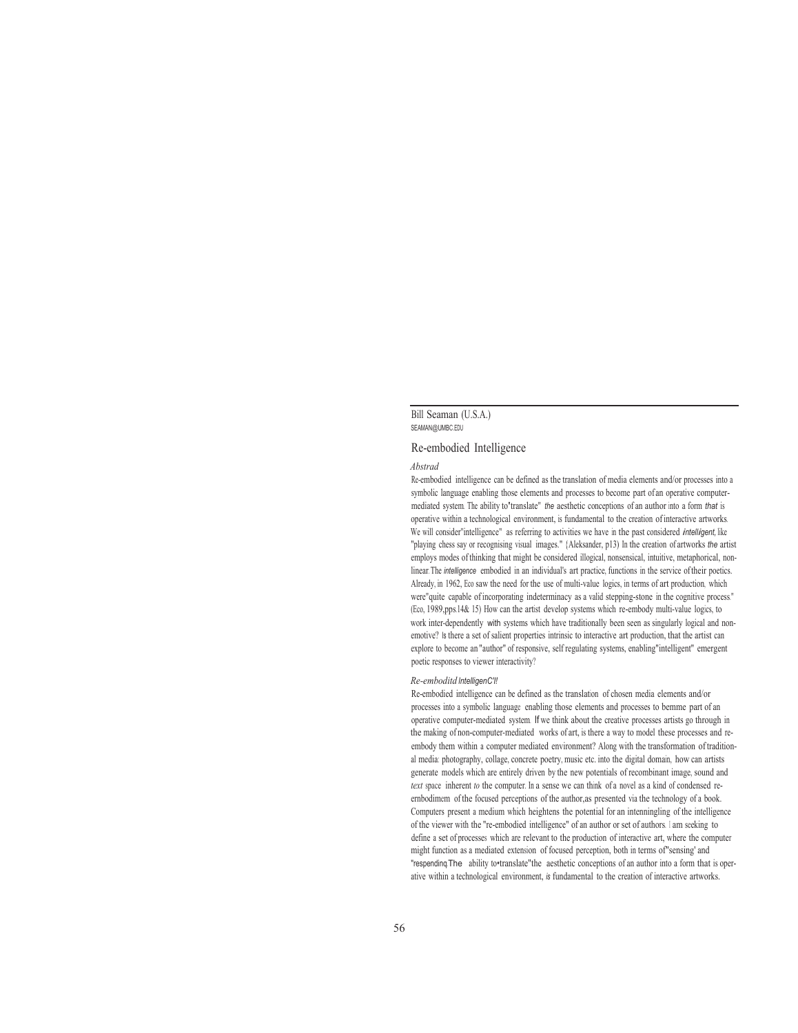Bill Seaman (U.S.A.)
SEAMAN@UMBC.EDU

# Re-embodied Intelligence

### *Abstrad*

Re-embodied intelligence can be defined as the translation of media elements and/or processes into a symbolic language enabling those elements and processes to become part of an operative computer-mediated system. The ability to "translate" *the* aesthetic conceptions of an author into a form *that* is operative within a technological environment, is fundamental to the creation of interactive artworks. We will consider "intelligence" as referring to activities we have in the past considered *intelligent*, like "playing chess say or recognising visual images." (Aleksander, p13) In the creation of artworks *the* artist employs modes of thinking that might be considered illogical, nonsensical, intuitive, metaphorical, non-linear. The *intelligence* embodied in an individual's art practice, functions in the service of their poetics. Already, in 1962, Eco saw the need for the use of multi-value logics, in terms of art production, which were "quite capable of incorporating indeterminacy as a valid stepping-stone in the cognitive process." (Eco, 1989, pps.14& 15) How can the artist develop systems which re-embody multi-value logics, to work inter-dependently with systems which have traditionally been seen as singularly logical and non-emotive? Is there a set of salient properties intrinsic to interactive art production, that the artist can explore to become an "author" of responsive, self regulating systems, enabling "intelligent" emergent poetic responses to viewer interactivity?

### *Re-emboditd IntelligenC'l!*

Re-embodied intelligence can be defined as the translation of chosen media elements and/or processes into a symbolic language enabling those elements and processes to bemme part of an operative computer-mediated system. If we think about the creative processes artists go through in the making of non-computer-mediated works of art, is there a way to model these processes and re-embody them within a computer mediated environment? Along with the transformation of traditional media: photography, collage, concrete poetry, music etc. into the digital domain, how can artists generate models which are entirely driven by the new potentials of recombinant image, sound and *text* space inherent *to* the computer. In a sense we can think of a novel as a kind of condensed re-embodimem of the focused perceptions of the author, as presented via the technology of a book. Computers present a medium which heightens the potential for an intenningling of the intelligence of the viewer with the "re-embodied intelligence" of an author or set of authors. I am seeking to define a set of processes which are relevant to the production of interactive art, where the computer might function as a mediated extension of focused perception, both in terms of "sensing' and "respending. The ability to "translate" the aesthetic conceptions of an author into a form that is operative within a technological environment, is fundamental to the creation of interactive artworks.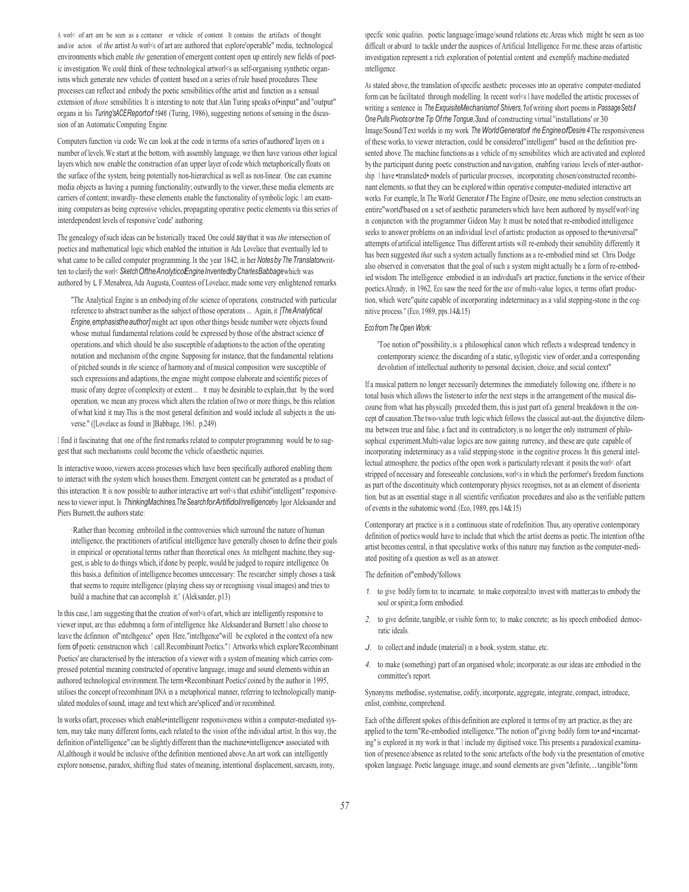A work of art can be seen as a container or vehicle of content. It contains the artifacts of thought and/or action of *the* artist. As works of art are authored that explore'operable" media, technological environments which enable *the* generation of emergent content open up entirely new fields of poetic investigation. We could think of these technological artworks as self-organising synthetic organisms which generate new vehicles of content based on a series of rule based procedures. These processes can reflect and embody the poetic sensibilities of the artist and function as a sensual extension of *those* sensibilities. It is intersting to note that Alan Turing speaks of•input" and "output" organs in his *Turing'sACEReportof 1946* (Turing, 1986), suggesting notions of sensing in the discussion of an Automatic Computing Engine.

Computers function via code. We can look at the code in terms of a series of'authored' layers on a number of levels. We start at the bottom, with assembly language, we then have various other logical layers which now enable the construction of an upper layer of code which metaphorically floats on the surface of the system, being potentially non-hierarchical as well as non-linear. One can examine media objects as having a punning functionality; outwardly to the viewer, these media elements are carriers of content; inwardly- these elements enable the functionality of symbolic logic. I am examining computers as being expressive vehicles, propagating operative poetic elements via this series of interdependent levels of responsive 'code' authoring.

The genealogy of such ideas can be historically traced. One could *say* that it was *the* intersection of poetics and mathematical logic which enabled the intuition in Ada Lovelace that eventually led to what came to be called computer programming. In the year 1842, in her *Notes by The Translator* written to clarify the work *Sketch Of the Analytical Engine Invented by Charles Babbage* which was authored by L. F. Menabrea, Ada Augusta, Countess of Lovelace, made some very enlightened remarks.

> "The Analytical Engine is an embodying of *the* science of operations, constructed with particular reference to abstract number as the subject of those operations ... Again, it *[The Analytical Engine, emphasis the author]* might act upon other things beside number were objects found whose mutual fundamental relations could be expressed by those of the abstract science of operations, and which should be also susceptible of adaptions to the action of the operating notation and mechanism of the engine. Supposing for instance, that the fundamental relations of pitched sounds in *the* science of harmony and of musical composition were susceptible of such expressions and adaptions, the engine might compose elaborate and scientific pieces of music of any degree of complexity or extent ... It may be desirable to explain, that by the word operation, we mean any process which alters the relation of two or more things, be this relation of what kind it may. This is the most general definition and would include all subjects in the universe." ([Lovelace as found in ]Babbage, 1961, p.249)

I find it fascinating that one of the first remarks related to computer programming would be to suggest that such mechanisms could become the vehicle of aesthetic inquiries.

In interactive works, viewers access processes which have been specifically authored enabling them to interact with the system which houses them. Emergent content can be generated as a product of this interaction. It is now possible to author interactive art works that exhibit"intelligent" responsiveness to viewer input. In *Thinking Machines, The Search for Artificial Intelligence* by Igor Aleksander and Piers Burnett, the authors state:

> 'Rather than becoming embroiled in the controversies which surround the nature of human intelligence, the practitioners of artificial intelligence have generally chosen to define their goals in empirical or operational terms rather than theoretical ones. An intelligent machine, they suggest, is able to do things which, if done by people, would be judged to require intelligence. On this basis, a definition of intelligence becomes unnecessary: The researcher simply choses a task that seems to require intelligence (playing chess say or recognising visual images) and tries to build a machine that can accomplish it.' (Aleksander, p13)

In this case, I am suggesting that the creation of works of art, which are intelligently responsive to viewer input, are thus embodying a form of intelligence. Like Aleksander and Burnett I also choose to leave the definition of"intelligence" open. Here, "intelligence"will be explored in the context of a new form of poetic construction which I call. Recombinant Poetics." 1 Artworks which explore'Recombinant Poetics' are characterised by the interaction of a viewer with a system of meaning which carries compressed potential meaning constructed of operative language, image and sound elements within an authored technological environment. The term •Recombinant Poetics' coined by the author in 1995, utilises the concept of recombinant DNA in a metaphorical manner, referring to technologically manipulated modules of sound, image and text which are'spliced' and/or recombined.

In works of art, processes which enable•intelligent responsiveness within a computer-mediated system, may take many different forms, each related to the vision of the individual artist. In this way, the definition of'intelligence" can be slightly different than the machine•intelligence• associated with AI, although it would be inclusive of the definition mentioned above. An art work can intelligently explore nonsense, paradox, shifting fluid states of meaning, intentional displacement, sarcasm, irony, specific sonic qualities, poetic language/image/sound relations etc. Areas which might be seen as too difficult or absurd to tackle under the auspices of Artificial Intelligence. For me, these areas of artistic investigation represent a rich exploration of potential content and exemplify machine-mediated intelligence.

As stated above, the translation of specific aesthetic processes into an operative computer-mediated form can be facilitated through modelling. In recent work I have modelled the artistic processes of writing a sentence in *The Exquisite Mechanism of Shivers,1* of writing short poems in *Passage Sets / One Pulls Pivots or the Tip Of the Tongue,3* and of constructing virtual "installations' or 3D Image/Sound/Text worlds in my work *The World Generator / the Engine of Desire.4* The responsiveness of these works, to viewer interaction, could be considered"intelligent" based on the definition presented above. The machine functions as a vehicle of my sensibilities which are activated and explored by the participant during poetic construction and navigation, enabling various levels of inter-authorship. I have •translated• models of particular processes, incorporating chosen/constructed recombinant elements, so that they can be explored within operative computer-mediated interactive art works. For example, In The World Generator / The Engine of Desire, one menu selection constructs an entire"world"based on a set of aesthetic parameters which have been authored by myself working in conjunction with the programmer Gideon May. It must be noted that re-embodied intelligence seeks to answer problems on an individual level of artistic production as opposed to the•universal" attempts of artificial intelligence. Thus different artists will re-embody their sensibility differently. It has been suggested *that* such a system actually functions as a re-embodied mind set. Chris Dodge also observed in conversation that the goal of such a system might actually be a form of re-embodied wisdom. The intelligence embodied in an individual's art practice, functions in the service of their poetics. Already, in 1962, Eco saw the need for the *use* of multi-value logics, in terms of art production, which were"quite capable of incorporating indeterminacy as a valid stepping-stone in the cognitive process." (Eco, 1989, pps.14&15)

*Eco from The Open Work:*

> 'The notion of"possibility. is a philosophical canon which reflects a widespread tendency in contemporary science; the discarding of a static, syllogistic view of order, and a corresponding devolution of intellectual authority to personal decision, choice, and social context"

If a musical pattern no longer necessarily determines the immediately following one, if there is no tonal basis which allows the listener to infer the next steps in the arrangement of the musical discourse from what has physically preceded them, this is just part of a general breakdown in the concept of causation. The two-value truth logic which follows the classical aut-aut, the disjunctive dilemma between true and false, a fact and its contradictory, is no longer the only instrument of philosophical experiment. Multi-value logics are now gaining currency, and these are quite capable of incorporating indeterminacy as a valid stepping-stone in the cognitive process. In this general intellectual atmosphere, the poetics of the open work is particularly relevant: it posits the work of art stripped of necessary and foreseeable conclusions, works in which the performer's freedom functions as part of the discontinuity which contemporary physics recognises, not as an element of disorientation, but as an essential stage in all scientific verification procedures and also as the verifiable pattern of events in the subatomic world. (Eco, 1989, pps.14& 15)

Contemporary art practice is in a continuous state of redefinition. Thus, any operative contemporary definition of poetics would have to include that which the artist deems as poetic. The intention of the artist becomes central, in that speculative works of this nature may function as the computer-mediated positing of a question as well as an answer.

The definition of"embody'follows:

1. to give bodily form to; to incarnate; to make corporeal; to invest with matter; as to embody the soul or spirit; a form embodied.
2. to give definite, tangible, or visible form to; to make concrete; as his speech embodied democratic ideals.
3. to collect and include (material) in a book, system, statue, etc.
4. to make (something) part of an organised whole; incorporate; as our ideas are embodied in the committee's report.

Synonyms: methodise, systematise, codify, incorporate, aggregate, integrate, compact, introduce, enlist, combine, comprehend.

Each of the different spokes of this definition are explored in terms of my art practice, as they are applied to the term"Re-embodied intelligence."The notion of"giving bodily form to• and •incarnating" is explored in my work in that I include my digitised voice. This presents a paradoxical examination of presence/absence as related to the sonic artefacts of the body via the presentation of emotive spoken language. Poetic language, image, and sound elements are given "definite, .. tangible"form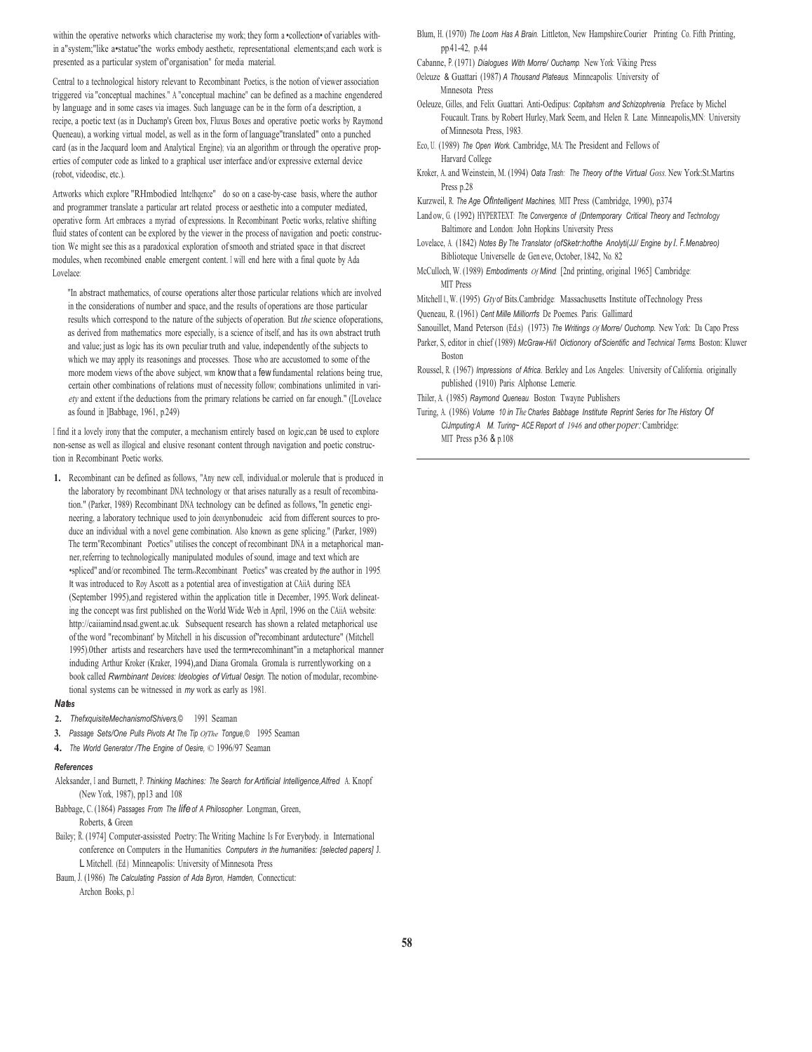within the operative networks which characterise my work; they form a •collection• of variables within a"system;"like a•statue"the works embody aesthetic, representational elements;and each work is presented as a particular system of"organisation" for media material.

Central to a technological history relevant to Recombinant Poetics, is the notion of viewer association triggered via "conceptual machines." A "conceptual machine" can be defined as a machine engendered by language and in some cases via images. Such language can be in the form of a description, a recipe, a poetic text (as in Duchamp's Green box, Fluxus Boxes and operative poetic works by Raymond Queneau), a working virtual model, as well as in the form of language"translated" onto a punched card (as in the Jacquard loom and Analytical Engine); via an algorithm or through the operative properties of computer code as linked to a graphical user interface and/or expressive external device (robot, videodisc, etc.).

Artworks which explore "RHmbodied lntelhqence" do so on a case-by-case basis, where the author and programmer translate a particular art related process or aesthetic into a computer mediated, operative form. Art embraces a myrad of expressions. In Recombinant Poetic works, relative shifting fluid states of content can be explored by the viewer in the process of navigation and poetic construction. We might see this as a paradoxical exploration of smooth and striated space in that discreet modules, when recombined enable emergent content. I will end here with a final quote by Ada Lovelace:

> "In abstract mathematics, of course operations alter those particular relations which are involved in the considerations of number and space, and the results of operations are those particular results which correspond to the nature of the subjects of operation. But *the* science ofoperations, as derived from mathematics more especially, is a science of itself, and has its own abstract truth and value; just as logic has its own peculiar truth and value, independently of the subjects to which we may apply its reasonings and processes. Those who are accustomed to some of the more modem views of the above subject, wm know that a few fundamental relations being true, certain other combinations of relations must of necessity follow; combinations unlimited in vari*ety* and extent if the deductions from the primary relations be carried on far enough." ([Lovelace as found in ]Babbage, 1961, p.249)

I find it a lovely irony that the computer, a mechanism entirely based on logic,can be used to explore non-sense as well as illogical and elusive resonant content through navigation and poetic construction in Recombinant Poetic works.

1. Recombinant can be defined as follows, "Any new cell, individual.or molerule that is produced in the laboratory by recombinant DNA technology or that arises naturally as a result of recombination." (Parker, 1989) Recombinant DNA technology can be defined as follows, "In genetic engineering, a laboratory technique used to join deoxynbonudeic acid from different sources to produce an individual with a novel gene combination. Also known as gene splicing." (Parker, 1989) The term"Recombinant Poetics" utilises the concept of recombinant DNA in a metaphorical manner, referring to technologically manipulated modules of sound, image and text which are •spliced" and/or recombined. The term«Recombinant Poetics" was created by *the* author in 1995. It was introduced to Roy Ascott as a potential area of investigation at CAiiA during ISEA (September 1995),and registered within the application title in December, 1995. Work delineating the concept was first published on the World Wide Web in April, 1996 on the CAiiA website: http://caiiamind.nsad.gwent.ac.uk. Subsequent research has shown a related metaphorical use of the word "recombinant' by Mitchell in his discussion of"recombinant ardutecture" (Mitchell 1995).Other artists and researchers have used the term•recomhinant"in a metaphorical manner induding Arthur Kroker (Kraker, 1994),and Diana Gromala. Gromala is rurrentlyworking on a book called *Rwmbinant Devices: Ideologies of Virtual Oesign.* The notion of modular, recombinetional systems can be witnessed in *my* work as early as 1981.

### Nat*es*

2. *ThefxquisiteMechanismofShivers,©* 1991 Seaman
3. *Passage Sets/One Pulls Pivots At The Tip OfThe Tongue,©* 1995 Seaman
4. *The World Generator /The Engine of Oesire,* © 1996/97 Seaman

### References

Aleksander, I and Burnett, P. *Thinking Machines: The Search for Artificial Intelligence,Alfred* A. Knopf (New York, 1987), pp13 and 108

Babbage, C. (1864) *Passages From The life of A Philosopher.* Longman, Green, Roberts, & Green

Bailey; R. (1974] Computer-assissted Poetry: The Writing Machine Is For Everybody. in International conference on Computers in the Humanities. *Computers in the humanities: [selected papers]* J. L Mitchell. (Ed.) Minneapolis: University of Minnesota Press

Baum, J. (1986) *The Calculating Passion of Ada Byron, Hamden,* Connecticut: Archon Books, p.l

Blum, H. (1970) *The Loom Has A Brain.* Littleton, New Hampshire:Courier Printing Co. Fifth Printing, pp.41-42, p.44

Cabanne, P. (1971) *Dialogues With Morre/ Ouchamp.* New York: Viking Press

Oeleuze & Guattari (1987) *A Thousand Plateaus.* Minneapolis: University of Minnesota Press

Oeleuze, Gilles, and Felix Guattari. Anti-Oedipus: *Copitahsm and Schizophrenia.* Preface by Michel Foucault. Trans. by Robert Hurley, Mark Seem, and Helen R. Lane. Minneapolis,MN: University of Minnesota Press, 1983.

Eco, U. (1989) *The Open Work.* Cambridge, MA: The President and Fellows of Harvard College

Kroker, A. and Weinstein, M. (1994) *Oata Trash: The Theory of the Virtual Goss.* New York:St.Martins Press p.28

Kurzweil, R. *The Age OfIntelligent Machines,* MIT Press (Cambridge, 1990), p374

Land ow, G. (1992) HYPERTEXT: *The Convergence of (Dntemporary Critical Theory and Technology* Baltimore and London: John Hopkins University Press

Lovelace, A. (1842) *Notes By The Translator (ofSketr:hofthe Anolyti(JJ/ Engine by I. F.Menabreo)* Biblioteque Universelle de Gen eve, October, 1842, No. 82

McCulloch, W. (1989) *Embodiments Of Mind.* [2nd printing, original 1965] Cambridge: MIT Press

Mitchell I., W. (1995) *Gty of* Bits.Cambridge: Massachusetts Institute ofTechnology Press

Queneau, R. (1961) *Cent Mille Milliorrfs* De Poemes. Paris: Gallimard

Sanouillet, Mand Peterson (Ed.s) (1973) *The Writings Of Morre/ Ouchomp.* New York: Da Capo Press

Parker, S, editor in chief (1989) *McGraw-Hi/I Oictionory of Scientific and Technical Terms.* Boston: Kluwer Boston

Roussel, R. (1967) *Impressions of Africa.* Berkley and Los Angeles: University of California. originally published (1910) Paris: Alphonse Lemerie.

Thiler, A. (1985) *Raymond Queneau.* Boston: Twayne Publishers

Turing, A. (1986) *Volume 10 in The Charles Babbage Institute Reprint Series for The History Of CiJmputing:A M. Turing~ ACE Report of 1946 and other poper:* Cambridge: MIT Press p36 & p.108